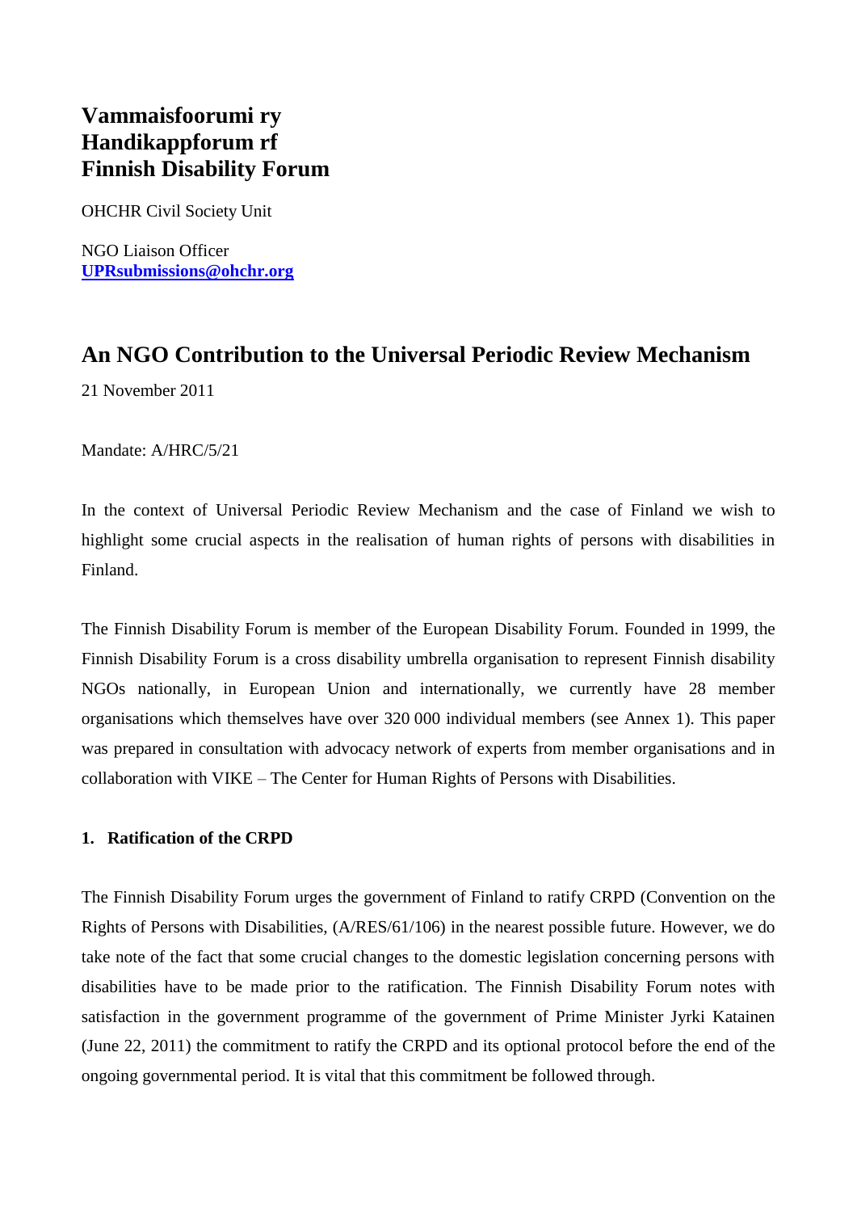# Vammaisfoorumi ry
# Handikappforum rf
# Finnish Disability Forum

OHCHR Civil Society Unit

NGO Liaison Officer
**UPRsubmissions@ohchr.org**

## An NGO Contribution to the Universal Periodic Review Mechanism

21 November 2011

Mandate: A/HRC/5/21

In the context of Universal Periodic Review Mechanism and the case of Finland we wish to highlight some crucial aspects in the realisation of human rights of persons with disabilities in Finland.

The Finnish Disability Forum is member of the European Disability Forum. Founded in 1999, the Finnish Disability Forum is a cross disability umbrella organisation to represent Finnish disability NGOs nationally, in European Union and internationally, we currently have 28 member organisations which themselves have over 320 000 individual members (see Annex 1). This paper was prepared in consultation with advocacy network of experts from member organisations and in collaboration with VIKE – The Center for Human Rights of Persons with Disabilities.

### 1. Ratification of the CRPD

The Finnish Disability Forum urges the government of Finland to ratify CRPD (Convention on the Rights of Persons with Disabilities, (A/RES/61/106) in the nearest possible future. However, we do take note of the fact that some crucial changes to the domestic legislation concerning persons with disabilities have to be made prior to the ratification. The Finnish Disability Forum notes with satisfaction in the government programme of the government of Prime Minister Jyrki Katainen (June 22, 2011) the commitment to ratify the CRPD and its optional protocol before the end of the ongoing governmental period. It is vital that this commitment be followed through.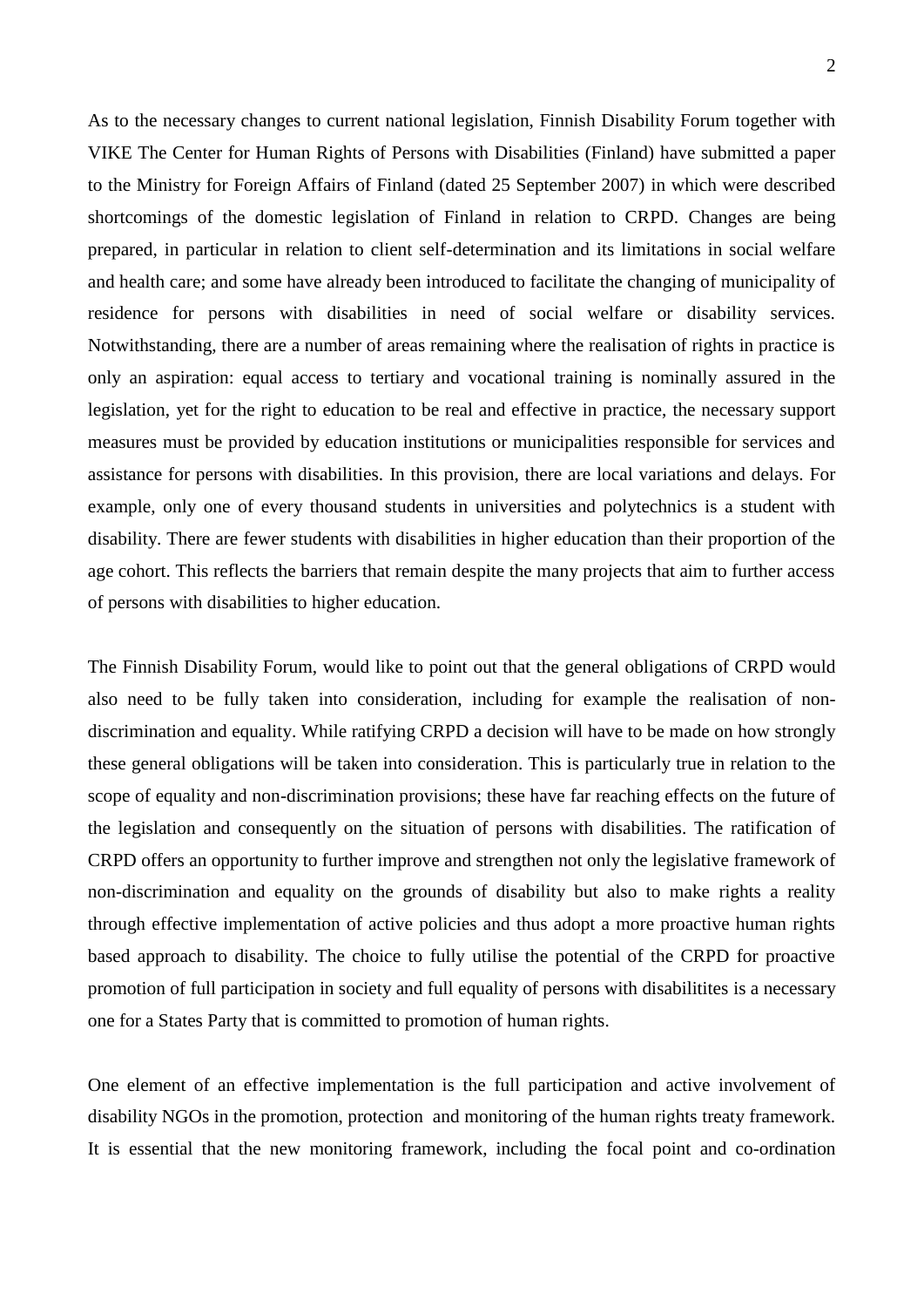As to the necessary changes to current national legislation, Finnish Disability Forum together with VIKE The Center for Human Rights of Persons with Disabilities (Finland) have submitted a paper to the Ministry for Foreign Affairs of Finland (dated 25 September 2007) in which were described shortcomings of the domestic legislation of Finland in relation to CRPD. Changes are being prepared, in particular in relation to client self-determination and its limitations in social welfare and health care; and some have already been introduced to facilitate the changing of municipality of residence for persons with disabilities in need of social welfare or disability services. Notwithstanding, there are a number of areas remaining where the realisation of rights in practice is only an aspiration: equal access to tertiary and vocational training is nominally assured in the legislation, yet for the right to education to be real and effective in practice, the necessary support measures must be provided by education institutions or municipalities responsible for services and assistance for persons with disabilities. In this provision, there are local variations and delays. For example, only one of every thousand students in universities and polytechnics is a student with disability. There are fewer students with disabilities in higher education than their proportion of the age cohort. This reflects the barriers that remain despite the many projects that aim to further access of persons with disabilities to higher education.

The Finnish Disability Forum, would like to point out that the general obligations of CRPD would also need to be fully taken into consideration, including for example the realisation of non-discrimination and equality. While ratifying CRPD a decision will have to be made on how strongly these general obligations will be taken into consideration. This is particularly true in relation to the scope of equality and non-discrimination provisions; these have far reaching effects on the future of the legislation and consequently on the situation of persons with disabilities. The ratification of CRPD offers an opportunity to further improve and strengthen not only the legislative framework of non-discrimination and equality on the grounds of disability but also to make rights a reality through effective implementation of active policies and thus adopt a more proactive human rights based approach to disability. The choice to fully utilise the potential of the CRPD for proactive promotion of full participation in society and full equality of persons with disabilitites is a necessary one for a States Party that is committed to promotion of human rights.

One element of an effective implementation is the full participation and active involvement of disability NGOs in the promotion, protection and monitoring of the human rights treaty framework. It is essential that the new monitoring framework, including the focal point and co-ordination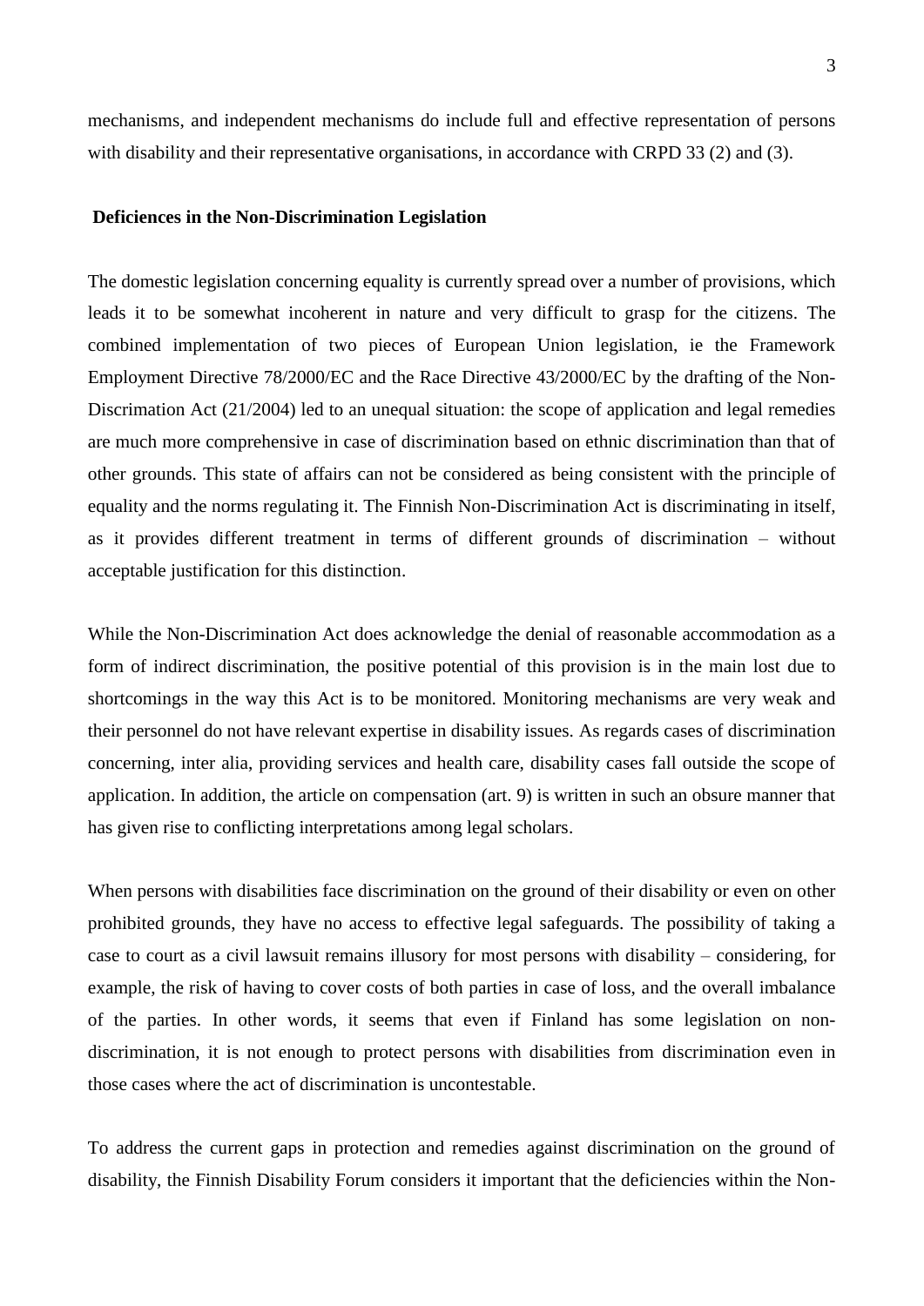mechanisms, and independent mechanisms do include full and effective representation of persons with disability and their representative organisations, in accordance with CRPD 33 (2) and (3).

**Deficiences in the Non-Discrimination Legislation**

The domestic legislation concerning equality is currently spread over a number of provisions, which leads it to be somewhat incoherent in nature and very difficult to grasp for the citizens. The combined implementation of two pieces of European Union legislation, ie the Framework Employment Directive 78/2000/EC and the Race Directive 43/2000/EC by the drafting of the Non-Discrimation Act (21/2004) led to an unequal situation: the scope of application and legal remedies are much more comprehensive in case of discrimination based on ethnic discrimination than that of other grounds. This state of affairs can not be considered as being consistent with the principle of equality and the norms regulating it. The Finnish Non-Discrimination Act is discriminating in itself, as it provides different treatment in terms of different grounds of discrimination – without acceptable justification for this distinction.

While the Non-Discrimination Act does acknowledge the denial of reasonable accommodation as a form of indirect discrimination, the positive potential of this provision is in the main lost due to shortcomings in the way this Act is to be monitored. Monitoring mechanisms are very weak and their personnel do not have relevant expertise in disability issues. As regards cases of discrimination concerning, inter alia, providing services and health care, disability cases fall outside the scope of application. In addition, the article on compensation (art. 9) is written in such an obsure manner that has given rise to conflicting interpretations among legal scholars.

When persons with disabilities face discrimination on the ground of their disability or even on other prohibited grounds, they have no access to effective legal safeguards. The possibility of taking a case to court as a civil lawsuit remains illusory for most persons with disability – considering, for example, the risk of having to cover costs of both parties in case of loss, and the overall imbalance of the parties. In other words, it seems that even if Finland has some legislation on non-discrimination, it is not enough to protect persons with disabilities from discrimination even in those cases where the act of discrimination is uncontestable.

To address the current gaps in protection and remedies against discrimination on the ground of disability, the Finnish Disability Forum considers it important that the deficiencies within the Non-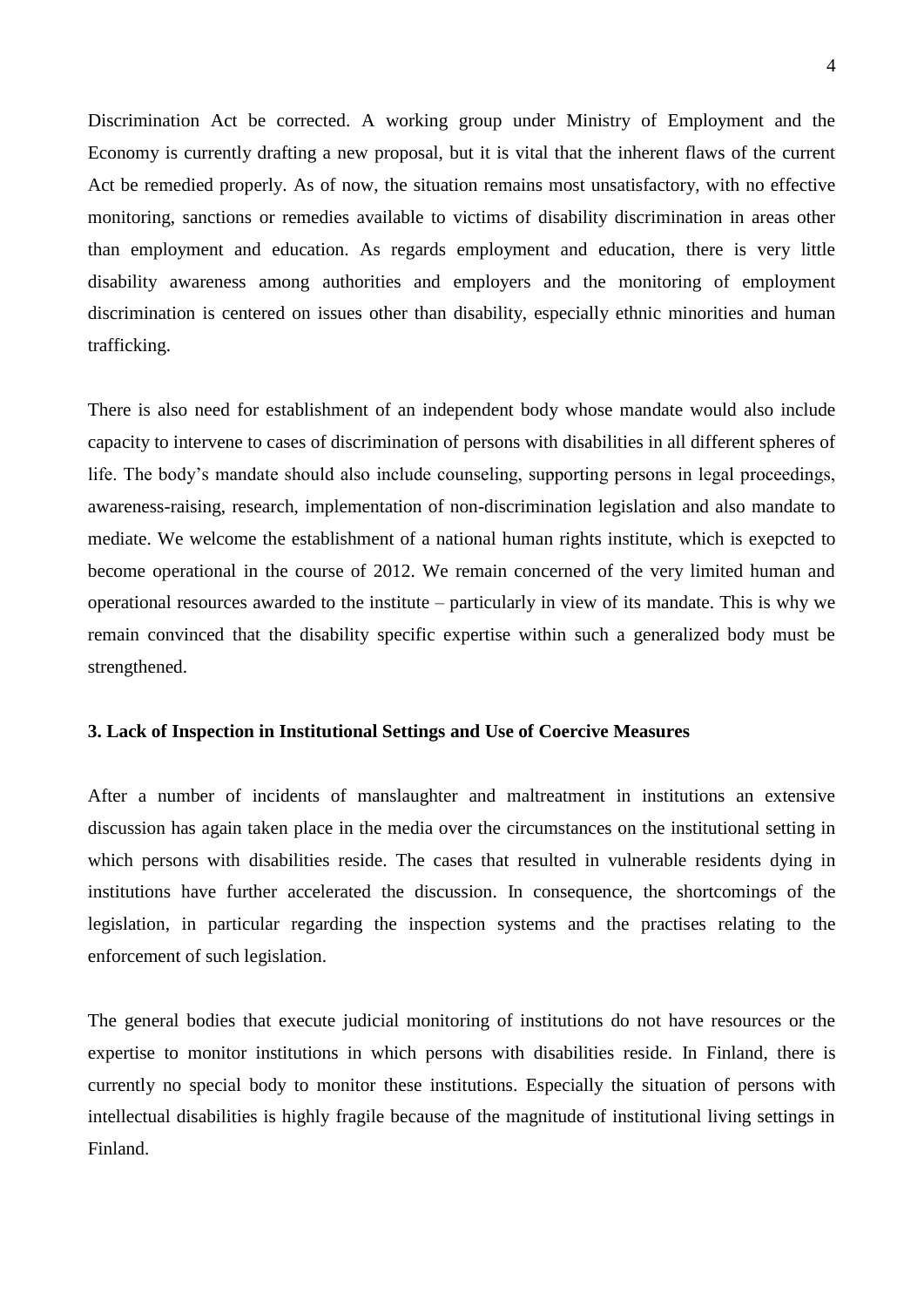Discrimination Act be corrected. A working group under Ministry of Employment and the Economy is currently drafting a new proposal, but it is vital that the inherent flaws of the current Act be remedied properly. As of now, the situation remains most unsatisfactory, with no effective monitoring, sanctions or remedies available to victims of disability discrimination in areas other than employment and education. As regards employment and education, there is very little disability awareness among authorities and employers and the monitoring of employment discrimination is centered on issues other than disability, especially ethnic minorities and human trafficking.

There is also need for establishment of an independent body whose mandate would also include capacity to intervene to cases of discrimination of persons with disabilities in all different spheres of life. The body's mandate should also include counseling, supporting persons in legal proceedings, awareness-raising, research, implementation of non-discrimination legislation and also mandate to mediate. We welcome the establishment of a national human rights institute, which is exepcted to become operational in the course of 2012. We remain concerned of the very limited human and operational resources awarded to the institute – particularly in view of its mandate. This is why we remain convinced that the disability specific expertise within such a generalized body must be strengthened.

### 3. Lack of Inspection in Institutional Settings and Use of Coercive Measures

After a number of incidents of manslaughter and maltreatment in institutions an extensive discussion has again taken place in the media over the circumstances on the institutional setting in which persons with disabilities reside. The cases that resulted in vulnerable residents dying in institutions have further accelerated the discussion. In consequence, the shortcomings of the legislation, in particular regarding the inspection systems and the practises relating to the enforcement of such legislation.

The general bodies that execute judicial monitoring of institutions do not have resources or the expertise to monitor institutions in which persons with disabilities reside. In Finland, there is currently no special body to monitor these institutions. Especially the situation of persons with intellectual disabilities is highly fragile because of the magnitude of institutional living settings in Finland.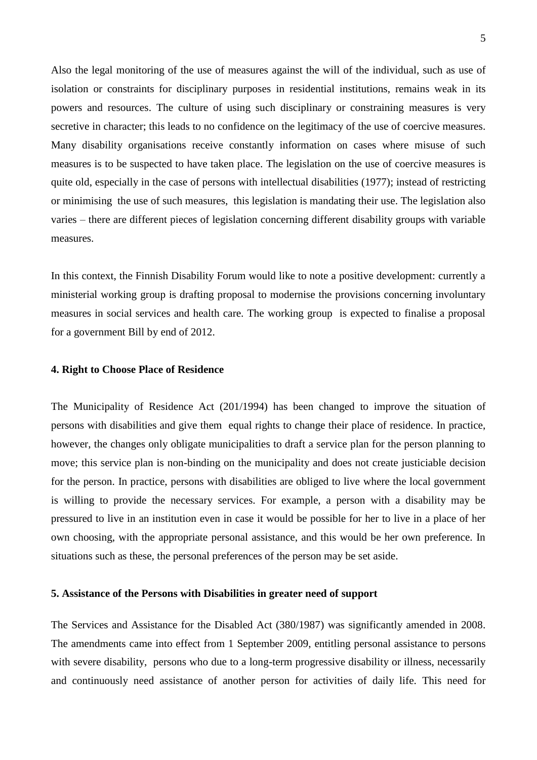Also the legal monitoring of the use of measures against the will of the individual, such as use of isolation or constraints for disciplinary purposes in residential institutions, remains weak in its powers and resources. The culture of using such disciplinary or constraining measures is very secretive in character; this leads to no confidence on the legitimacy of the use of coercive measures. Many disability organisations receive constantly information on cases where misuse of such measures is to be suspected to have taken place. The legislation on the use of coercive measures is quite old, especially in the case of persons with intellectual disabilities (1977); instead of restricting or minimising the use of such measures, this legislation is mandating their use. The legislation also varies – there are different pieces of legislation concerning different disability groups with variable measures.

In this context, the Finnish Disability Forum would like to note a positive development: currently a ministerial working group is drafting proposal to modernise the provisions concerning involuntary measures in social services and health care. The working group is expected to finalise a proposal for a government Bill by end of 2012.

### 4. Right to Choose Place of Residence

The Municipality of Residence Act (201/1994) has been changed to improve the situation of persons with disabilities and give them equal rights to change their place of residence. In practice, however, the changes only obligate municipalities to draft a service plan for the person planning to move; this service plan is non-binding on the municipality and does not create justiciable decision for the person. In practice, persons with disabilities are obliged to live where the local government is willing to provide the necessary services. For example, a person with a disability may be pressured to live in an institution even in case it would be possible for her to live in a place of her own choosing, with the appropriate personal assistance, and this would be her own preference. In situations such as these, the personal preferences of the person may be set aside.

### 5. Assistance of the Persons with Disabilities in greater need of support

The Services and Assistance for the Disabled Act (380/1987) was significantly amended in 2008. The amendments came into effect from 1 September 2009, entitling personal assistance to persons with severe disability, persons who due to a long-term progressive disability or illness, necessarily and continuously need assistance of another person for activities of daily life. This need for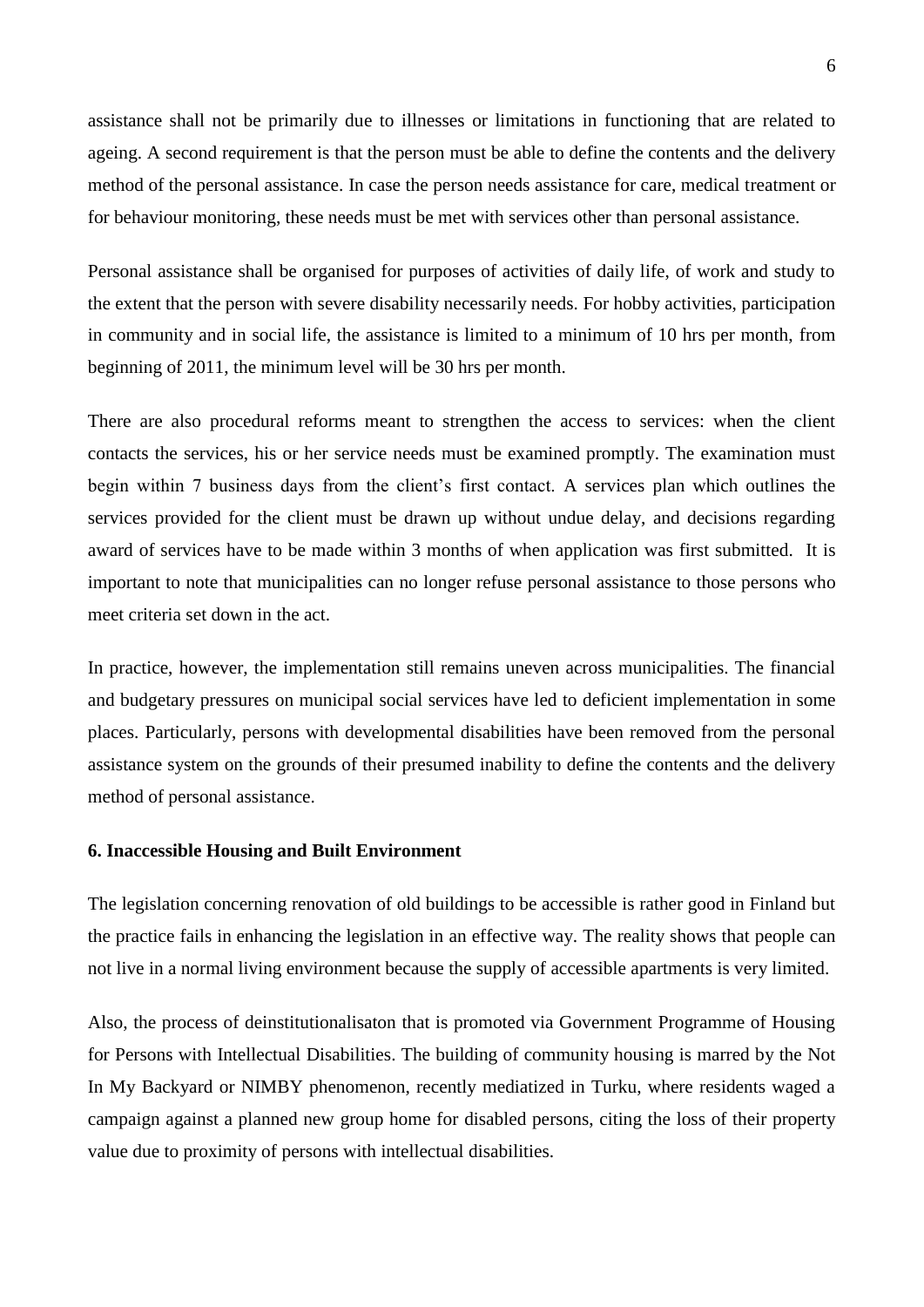assistance shall not be primarily due to illnesses or limitations in functioning that are related to ageing. A second requirement is that the person must be able to define the contents and the delivery method of the personal assistance. In case the person needs assistance for care, medical treatment or for behaviour monitoring, these needs must be met with services other than personal assistance.

Personal assistance shall be organised for purposes of activities of daily life, of work and study to the extent that the person with severe disability necessarily needs. For hobby activities, participation in community and in social life, the assistance is limited to a minimum of 10 hrs per month, from beginning of 2011, the minimum level will be 30 hrs per month.

There are also procedural reforms meant to strengthen the access to services: when the client contacts the services, his or her service needs must be examined promptly. The examination must begin within 7 business days from the client's first contact. A services plan which outlines the services provided for the client must be drawn up without undue delay, and decisions regarding award of services have to be made within 3 months of when application was first submitted. It is important to note that municipalities can no longer refuse personal assistance to those persons who meet criteria set down in the act.

In practice, however, the implementation still remains uneven across municipalities. The financial and budgetary pressures on municipal social services have led to deficient implementation in some places. Particularly, persons with developmental disabilities have been removed from the personal assistance system on the grounds of their presumed inability to define the contents and the delivery method of personal assistance.

**6. Inaccessible Housing and Built Environment**

The legislation concerning renovation of old buildings to be accessible is rather good in Finland but the practice fails in enhancing the legislation in an effective way. The reality shows that people can not live in a normal living environment because the supply of accessible apartments is very limited.

Also, the process of deinstitutionalisaton that is promoted via Government Programme of Housing for Persons with Intellectual Disabilities. The building of community housing is marred by the Not In My Backyard or NIMBY phenomenon, recently mediatized in Turku, where residents waged a campaign against a planned new group home for disabled persons, citing the loss of their property value due to proximity of persons with intellectual disabilities.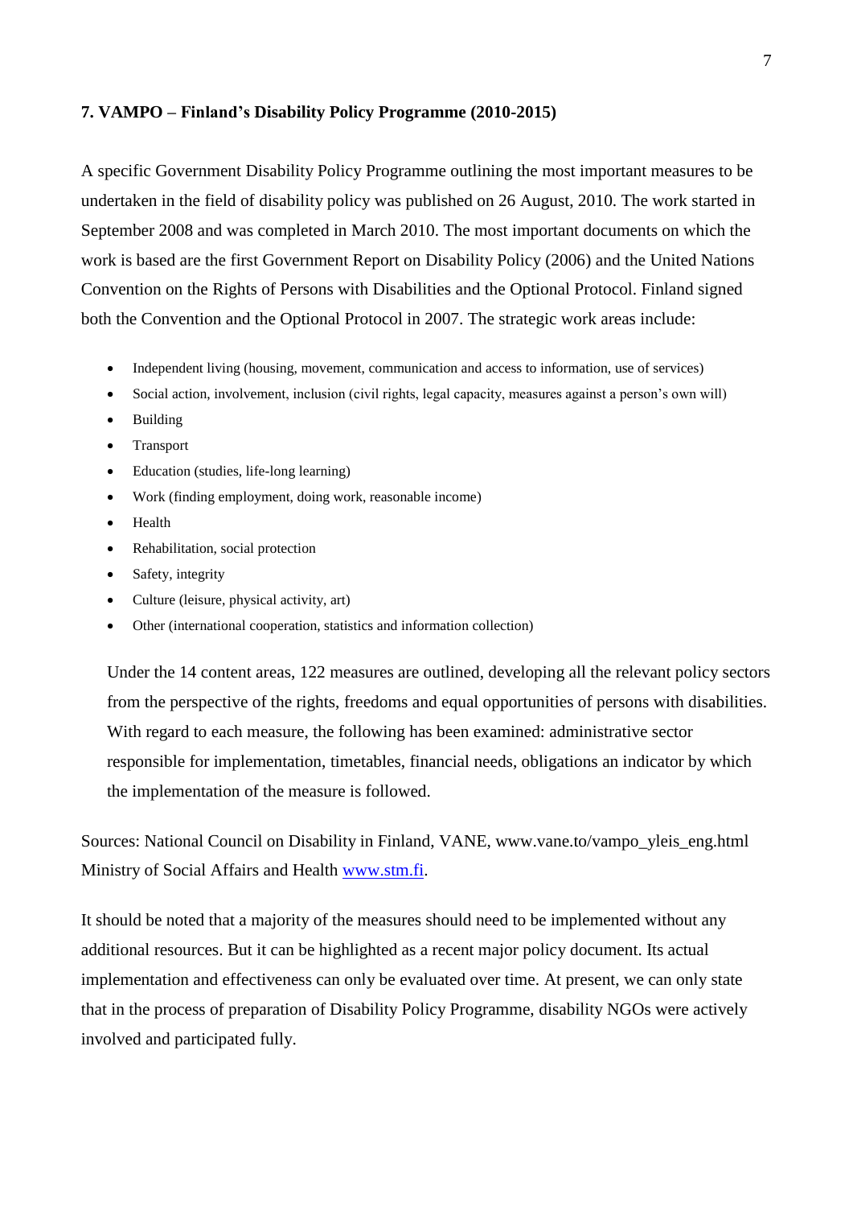**7. VAMPO – Finland's Disability Policy Programme (2010-2015)**

A specific Government Disability Policy Programme outlining the most important measures to be undertaken in the field of disability policy was published on 26 August, 2010. The work started in September 2008 and was completed in March 2010. The most important documents on which the work is based are the first Government Report on Disability Policy (2006) and the United Nations Convention on the Rights of Persons with Disabilities and the Optional Protocol. Finland signed both the Convention and the Optional Protocol in 2007. The strategic work areas include:

- Independent living (housing, movement, communication and access to information, use of services)
- Social action, involvement, inclusion (civil rights, legal capacity, measures against a person's own will)
- Building
- Transport
- Education (studies, life-long learning)
- Work (finding employment, doing work, reasonable income)
- Health
- Rehabilitation, social protection
- Safety, integrity
- Culture (leisure, physical activity, art)
- Other (international cooperation, statistics and information collection)

Under the 14 content areas, 122 measures are outlined, developing all the relevant policy sectors from the perspective of the rights, freedoms and equal opportunities of persons with disabilities. With regard to each measure, the following has been examined: administrative sector responsible for implementation, timetables, financial needs, obligations an indicator by which the implementation of the measure is followed.

Sources: National Council on Disability in Finland, VANE, www.vane.to/vampo_yleis_eng.html Ministry of Social Affairs and Health www.stm.fi.

It should be noted that a majority of the measures should need to be implemented without any additional resources. But it can be highlighted as a recent major policy document. Its actual implementation and effectiveness can only be evaluated over time. At present, we can only state that in the process of preparation of Disability Policy Programme, disability NGOs were actively involved and participated fully.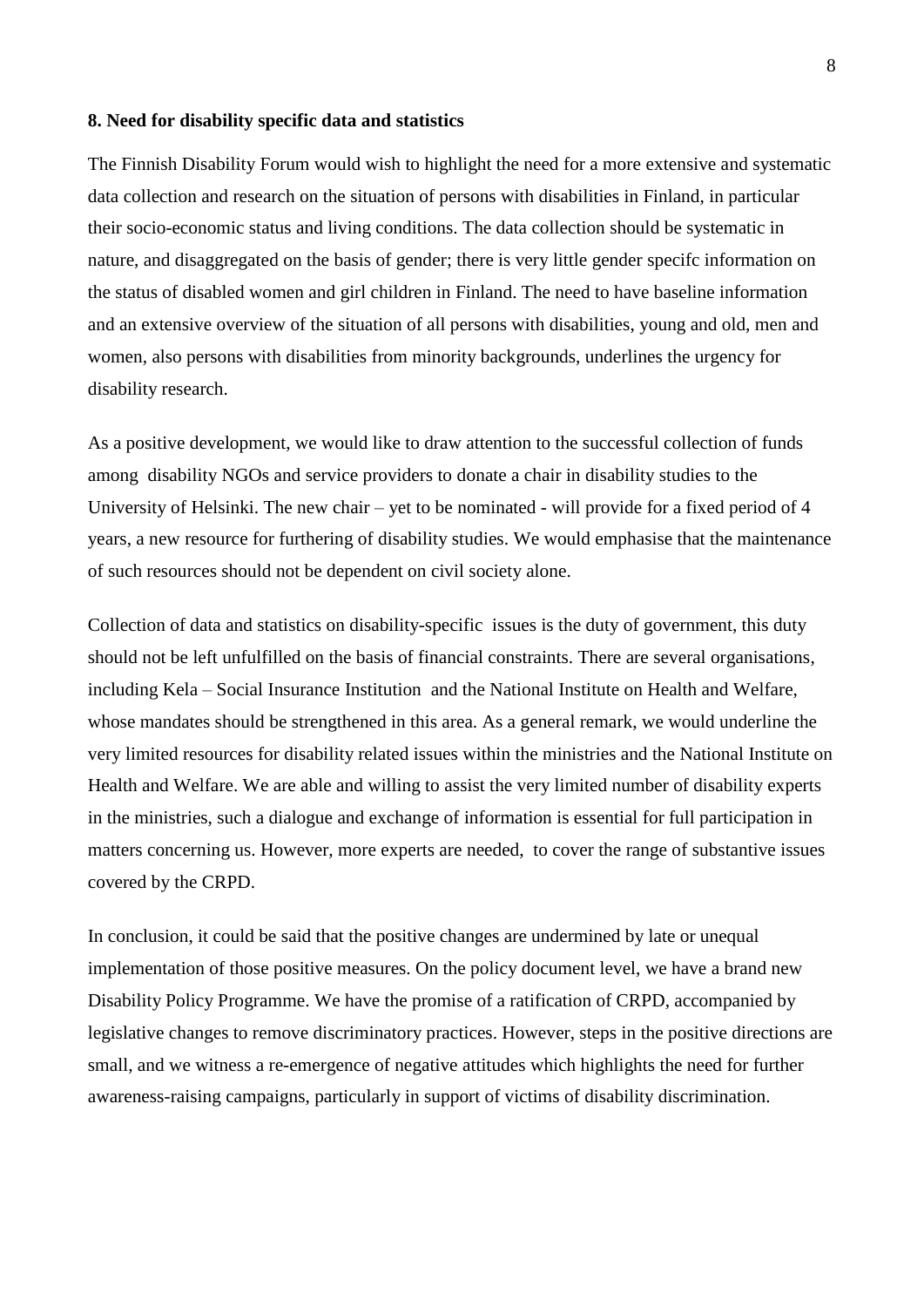**8. Need for disability specific data and statistics**

The Finnish Disability Forum would wish to highlight the need for a more extensive and systematic data collection and research on the situation of persons with disabilities in Finland, in particular their socio-economic status and living conditions. The data collection should be systematic in nature, and disaggregated on the basis of gender; there is very little gender specifc information on the status of disabled women and girl children in Finland. The need to have baseline information and an extensive overview of the situation of all persons with disabilities, young and old, men and women, also persons with disabilities from minority backgrounds, underlines the urgency for disability research.

As a positive development, we would like to draw attention to the successful collection of funds among disability NGOs and service providers to donate a chair in disability studies to the University of Helsinki. The new chair – yet to be nominated - will provide for a fixed period of 4 years, a new resource for furthering of disability studies. We would emphasise that the maintenance of such resources should not be dependent on civil society alone.

Collection of data and statistics on disability-specific issues is the duty of government, this duty should not be left unfulfilled on the basis of financial constraints. There are several organisations, including Kela – Social Insurance Institution and the National Institute on Health and Welfare, whose mandates should be strengthened in this area. As a general remark, we would underline the very limited resources for disability related issues within the ministries and the National Institute on Health and Welfare. We are able and willing to assist the very limited number of disability experts in the ministries, such a dialogue and exchange of information is essential for full participation in matters concerning us. However, more experts are needed, to cover the range of substantive issues covered by the CRPD.

In conclusion, it could be said that the positive changes are undermined by late or unequal implementation of those positive measures. On the policy document level, we have a brand new Disability Policy Programme. We have the promise of a ratification of CRPD, accompanied by legislative changes to remove discriminatory practices. However, steps in the positive directions are small, and we witness a re-emergence of negative attitudes which highlights the need for further awareness-raising campaigns, particularly in support of victims of disability discrimination.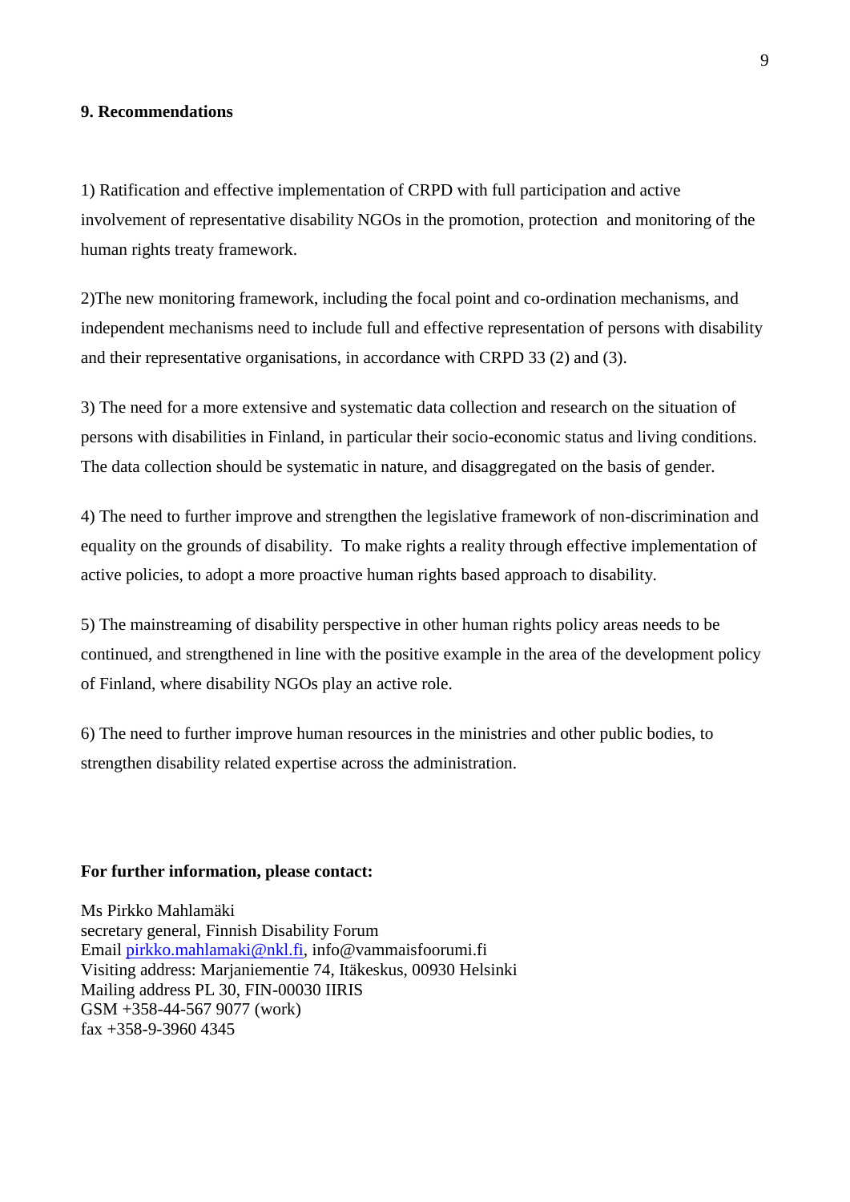## 9. Recommendations

1) Ratification and effective implementation of CRPD with full participation and active involvement of representative disability NGOs in the promotion, protection and monitoring of the human rights treaty framework.

2)The new monitoring framework, including the focal point and co-ordination mechanisms, and independent mechanisms need to include full and effective representation of persons with disability and their representative organisations, in accordance with CRPD 33 (2) and (3).

3) The need for a more extensive and systematic data collection and research on the situation of persons with disabilities in Finland, in particular their socio-economic status and living conditions. The data collection should be systematic in nature, and disaggregated on the basis of gender.

4) The need to further improve and strengthen the legislative framework of non-discrimination and equality on the grounds of disability. To make rights a reality through effective implementation of active policies, to adopt a more proactive human rights based approach to disability.

5) The mainstreaming of disability perspective in other human rights policy areas needs to be continued, and strengthened in line with the positive example in the area of the development policy of Finland, where disability NGOs play an active role.

6) The need to further improve human resources in the ministries and other public bodies, to strengthen disability related expertise across the administration.

**For further information, please contact:**

Ms Pirkko Mahlamäki
secretary general, Finnish Disability Forum
Email pirkko.mahlamaki@nkl.fi, info@vammaisfoorumi.fi
Visiting address: Marjaniementie 74, Itäkeskus, 00930 Helsinki
Mailing address PL 30, FIN-00030 IIRIS
GSM +358-44-567 9077 (work)
fax +358-9-3960 4345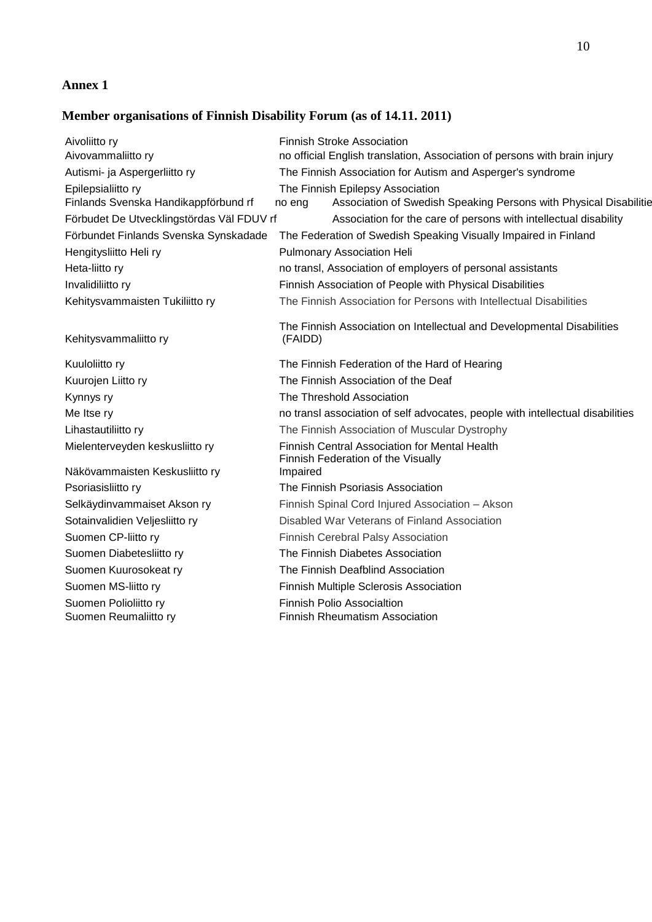## Annex 1

### Member organisations of Finnish Disability Forum (as of 14.11. 2011)

| | |
|---|---|
| Aivoliitto ry | Finnish Stroke Association |
| Aivovammaliitto ry | no official English translation, Association of persons with brain injury |
| Autismi- ja Aspergerliitto ry | The Finnish Association for Autism and Asperger's syndrome |
| Epilepsialiitto ry | The Finnish Epilepsy Association |
| Finlands Svenska Handikappförbund rf | no eng Association of Swedish Speaking Persons with Physical Disabilitie |
| Förbudet De Utvecklingstördas Väl FDUV rf | Association for the care of persons with intellectual disability |
| Förbundet Finlands Svenska Synskadade | The Federation of Swedish Speaking Visually Impaired in Finland |
| Hengitysliitto Heli ry | Pulmonary Association Heli |
| Heta-liitto ry | no transl, Association of employers of personal assistants |
| Invalidiliitto ry | Finnish Association of People with Physical Disabilities |
| Kehitysvammaisten Tukiliitto ry | The Finnish Association for Persons with Intellectual Disabilities |
| Kehitysvammaliitto ry | The Finnish Association on Intellectual and Developmental Disabilities (FAIDD) |
| Kuuloliitto ry | The Finnish Federation of the Hard of Hearing |
| Kuurojen Liitto ry | The Finnish Association of the Deaf |
| Kynnys ry | The Threshold Association |
| Me Itse ry | no transl association of self advocates, people with intellectual disabilities |
| Lihastautiliitto ry | The Finnish Association of Muscular Dystrophy |
| Mielenterveyden keskusliitto ry | Finnish Central Association for Mental Health |
| Näkövammaisten Keskusliitto ry | Finnish Federation of the Visually Impaired |
| Psoriasisliitto ry | The Finnish Psoriasis Association |
| Selkäydinvammaiset Akson ry | Finnish Spinal Cord Injured Association – Akson |
| Sotainvalidien Veljesliitto ry | Disabled War Veterans of Finland Association |
| Suomen CP-liitto ry | Finnish Cerebral Palsy Association |
| Suomen Diabetesliitto ry | The Finnish Diabetes Association |
| Suomen Kuurosokeat ry | The Finnish Deafblind Association |
| Suomen MS-liitto ry | Finnish Multiple Sclerosis Association |
| Suomen Polioliitto ry | Finnish Polio Associaltion |
| Suomen Reumaliitto ry | Finnish Rheumatism Association |